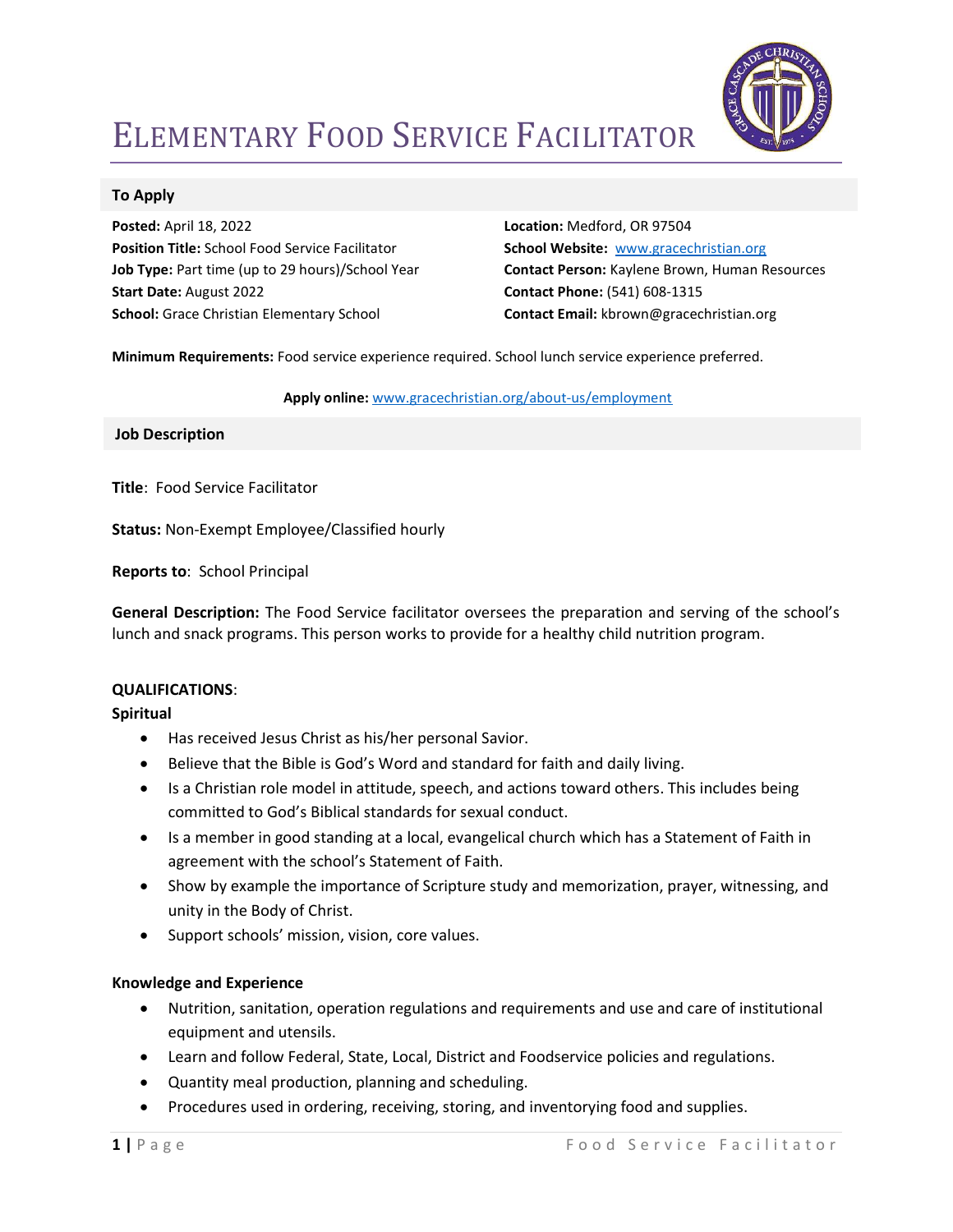# ELEMENTARY FOOD SERVICE FACILITATOR

## To Apply

**Posted:** April 18, 2022
**Position Title:** School Food Service Facilitator
**Job Type:** Part time (up to 29 hours)/School Year
**Start Date:** August 2022
**School:** Grace Christian Elementary School

**Location:** Medford, OR 97504
**School Website:** www.gracechristian.org
**Contact Person:** Kaylene Brown, Human Resources
**Contact Phone:** (541) 608-1315
**Contact Email:** kbrown@gracechristian.org

**Minimum Requirements:** Food service experience required. School lunch service experience preferred.

**Apply online:** www.gracechristian.org/about-us/employment

## Job Description

**Title**: Food Service Facilitator

**Status:** Non-Exempt Employee/Classified hourly

**Reports to**: School Principal

**General Description:** The Food Service facilitator oversees the preparation and serving of the school's lunch and snack programs. This person works to provide for a healthy child nutrition program.

**QUALIFICATIONS**:

**Spiritual**

- Has received Jesus Christ as his/her personal Savior.
- Believe that the Bible is God's Word and standard for faith and daily living.
- Is a Christian role model in attitude, speech, and actions toward others. This includes being committed to God's Biblical standards for sexual conduct.
- Is a member in good standing at a local, evangelical church which has a Statement of Faith in agreement with the school's Statement of Faith.
- Show by example the importance of Scripture study and memorization, prayer, witnessing, and unity in the Body of Christ.
- Support schools' mission, vision, core values.

**Knowledge and Experience**

- Nutrition, sanitation, operation regulations and requirements and use and care of institutional equipment and utensils.
- Learn and follow Federal, State, Local, District and Foodservice policies and regulations.
- Quantity meal production, planning and scheduling.
- Procedures used in ordering, receiving, storing, and inventorying food and supplies.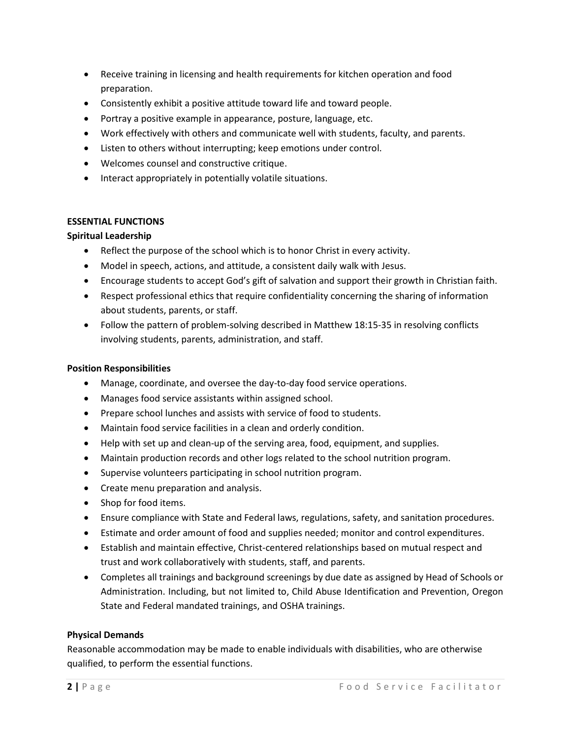- Receive training in licensing and health requirements for kitchen operation and food preparation.
- Consistently exhibit a positive attitude toward life and toward people.
- Portray a positive example in appearance, posture, language, etc.
- Work effectively with others and communicate well with students, faculty, and parents.
- Listen to others without interrupting; keep emotions under control.
- Welcomes counsel and constructive critique.
- Interact appropriately in potentially volatile situations.

**ESSENTIAL FUNCTIONS**

**Spiritual Leadership**

- Reflect the purpose of the school which is to honor Christ in every activity.
- Model in speech, actions, and attitude, a consistent daily walk with Jesus.
- Encourage students to accept God's gift of salvation and support their growth in Christian faith.
- Respect professional ethics that require confidentiality concerning the sharing of information about students, parents, or staff.
- Follow the pattern of problem-solving described in Matthew 18:15-35 in resolving conflicts involving students, parents, administration, and staff.

**Position Responsibilities**

- Manage, coordinate, and oversee the day-to-day food service operations.
- Manages food service assistants within assigned school.
- Prepare school lunches and assists with service of food to students.
- Maintain food service facilities in a clean and orderly condition.
- Help with set up and clean-up of the serving area, food, equipment, and supplies.
- Maintain production records and other logs related to the school nutrition program.
- Supervise volunteers participating in school nutrition program.
- Create menu preparation and analysis.
- Shop for food items.
- Ensure compliance with State and Federal laws, regulations, safety, and sanitation procedures.
- Estimate and order amount of food and supplies needed; monitor and control expenditures.
- Establish and maintain effective, Christ-centered relationships based on mutual respect and trust and work collaboratively with students, staff, and parents.
- Completes all trainings and background screenings by due date as assigned by Head of Schools or Administration. Including, but not limited to, Child Abuse Identification and Prevention, Oregon State and Federal mandated trainings, and OSHA trainings.

**Physical Demands**

Reasonable accommodation may be made to enable individuals with disabilities, who are otherwise qualified, to perform the essential functions.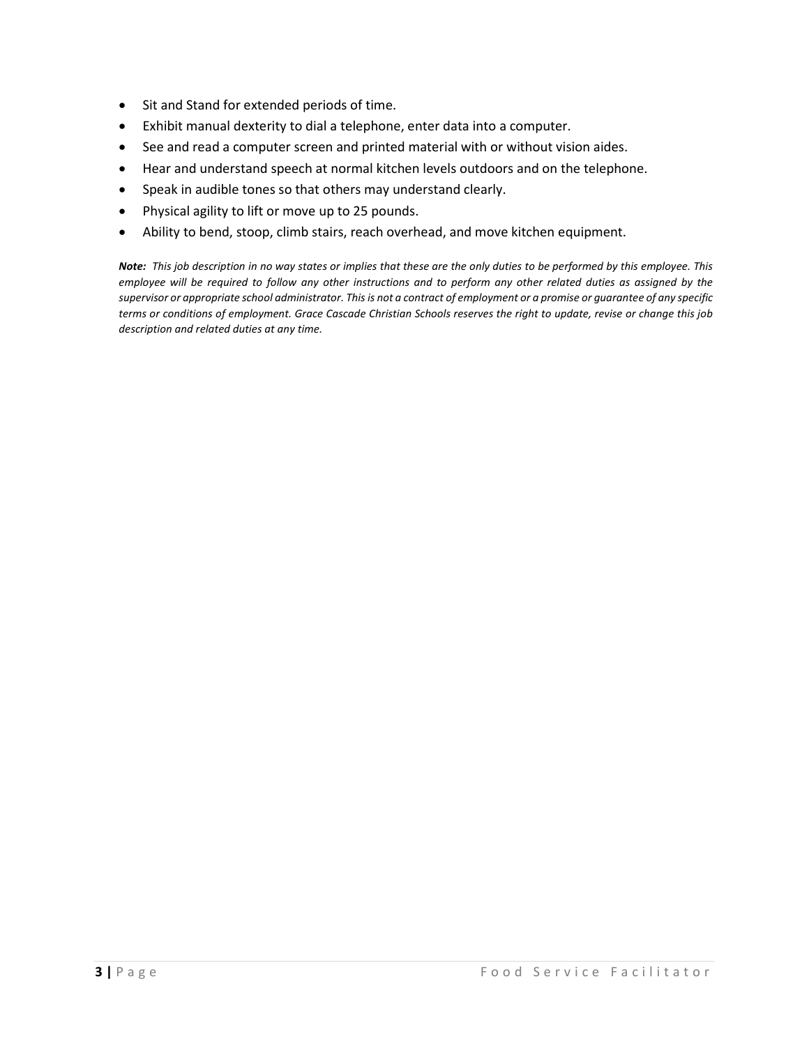- Sit and Stand for extended periods of time.
- Exhibit manual dexterity to dial a telephone, enter data into a computer.
- See and read a computer screen and printed material with or without vision aides.
- Hear and understand speech at normal kitchen levels outdoors and on the telephone.
- Speak in audible tones so that others may understand clearly.
- Physical agility to lift or move up to 25 pounds.
- Ability to bend, stoop, climb stairs, reach overhead, and move kitchen equipment.

***Note:*** *This job description in no way states or implies that these are the only duties to be performed by this employee. This employee will be required to follow any other instructions and to perform any other related duties as assigned by the supervisor or appropriate school administrator. This is not a contract of employment or a promise or guarantee of any specific terms or conditions of employment. Grace Cascade Christian Schools reserves the right to update, revise or change this job description and related duties at any time.*